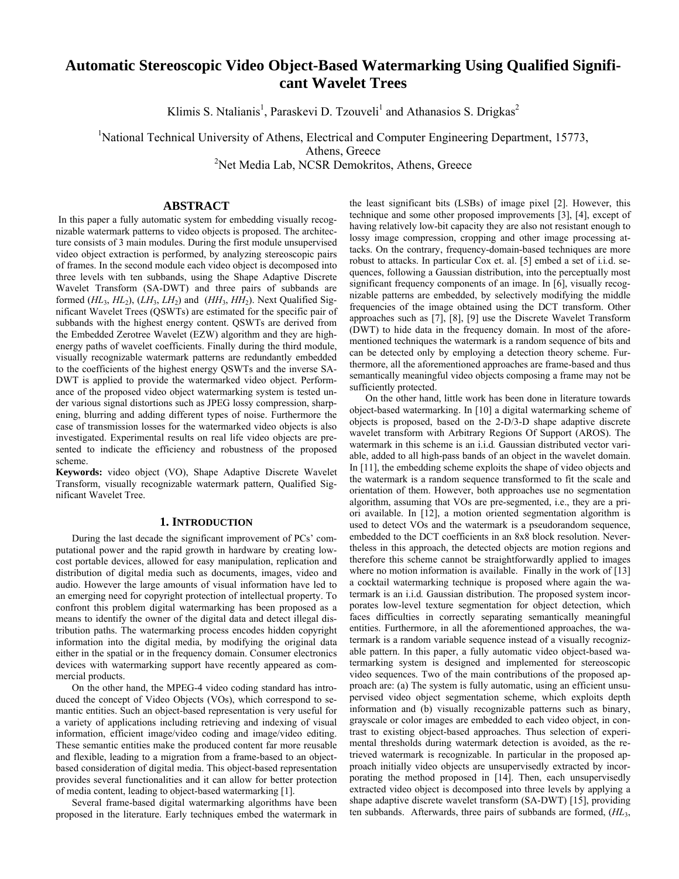# Automatic Stereoscopic Video Object-Based Watermarking Using Qualified Significant Wavelet Trees

Klimis S. Ntalianis[1], Paraskevi D. Tzouveli[1] and Athanasios S. Drigkas[2]

[1]National Technical University of Athens, Electrical and Computer Engineering Department, 15773, Athens, Greece
[2]Net Media Lab, NCSR Demokritos, Athens, Greece

## ABSTRACT

In this paper a fully automatic system for embedding visually recognizable watermark patterns to video objects is proposed. The architecture consists of 3 main modules. During the first module unsupervised video object extraction is performed, by analyzing stereoscopic pairs of frames. In the second module each video object is decomposed into three levels with ten subbands, using the Shape Adaptive Discrete Wavelet Transform (SA-DWT) and three pairs of subbands are formed ($HL_3$, $HL_2$), ($LH_3$, $LH_2$) and ($HH_3$, $HH_2$). Next Qualified Significant Wavelet Trees (QSWTs) are estimated for the specific pair of subbands with the highest energy content. QSWTs are derived from the Embedded Zerotree Wavelet (EZW) algorithm and they are high-energy paths of wavelet coefficients. Finally during the third module, visually recognizable watermark patterns are redundantly embedded to the coefficients of the highest energy QSWTs and the inverse SA-DWT is applied to provide the watermarked video object. Performance of the proposed video object watermarking system is tested under various signal distortions such as JPEG lossy compression, sharpening, blurring and adding different types of noise. Furthermore the case of transmission losses for the watermarked video objects is also investigated. Experimental results on real life video objects are presented to indicate the efficiency and robustness of the proposed scheme.

**Keywords:** video object (VO), Shape Adaptive Discrete Wavelet Transform, visually recognizable watermark pattern, Qualified Significant Wavelet Tree.

## 1. INTRODUCTION

During the last decade the significant improvement of PCs' computational power and the rapid growth in hardware by creating low-cost portable devices, allowed for easy manipulation, replication and distribution of digital media such as documents, images, video and audio. However the large amounts of visual information have led to an emerging need for copyright protection of intellectual property. To confront this problem digital watermarking has been proposed as a means to identify the owner of the digital data and detect illegal distribution paths. The watermarking process encodes hidden copyright information into the digital media, by modifying the original data either in the spatial or in the frequency domain. Consumer electronics devices with watermarking support have recently appeared as commercial products.

On the other hand, the MPEG-4 video coding standard has introduced the concept of Video Objects (VOs), which correspond to semantic entities. Such an object-based representation is very useful for a variety of applications including retrieving and indexing of visual information, efficient image/video coding and image/video editing. These semantic entities make the produced content far more reusable and flexible, leading to a migration from a frame-based to an object-based consideration of digital media. This object-based representation provides several functionalities and it can allow for better protection of media content, leading to object-based watermarking [1].

Several frame-based digital watermarking algorithms have been proposed in the literature. Early techniques embed the watermark in the least significant bits (LSBs) of image pixel [2]. However, this technique and some other proposed improvements [3], [4], except of having relatively low-bit capacity they are also not resistant enough to lossy image compression, cropping and other image processing attacks. On the contrary, frequency-domain-based techniques are more robust to attacks. In particular Cox et. al. [5] embed a set of i.i.d. sequences, following a Gaussian distribution, into the perceptually most significant frequency components of an image. In [6], visually recognizable patterns are embedded, by selectively modifying the middle frequencies of the image obtained using the DCT transform. Other approaches such as [7], [8], [9] use the Discrete Wavelet Transform (DWT) to hide data in the frequency domain. In most of the aforementioned techniques the watermark is a random sequence of bits and can be detected only by employing a detection theory scheme. Furthermore, all the aforementioned approaches are frame-based and thus semantically meaningful video objects composing a frame may not be sufficiently protected.

On the other hand, little work has been done in literature towards object-based watermarking. In [10] a digital watermarking scheme of objects is proposed, based on the 2-D/3-D shape adaptive discrete wavelet transform with Arbitrary Regions Of Support (AROS). The watermark in this scheme is an i.i.d. Gaussian distributed vector variable, added to all high-pass bands of an object in the wavelet domain. In [11], the embedding scheme exploits the shape of video objects and the watermark is a random sequence transformed to fit the scale and orientation of them. However, both approaches use no segmentation algorithm, assuming that VOs are pre-segmented, i.e., they are a priori available. In [12], a motion oriented segmentation algorithm is used to detect VOs and the watermark is a pseudorandom sequence, embedded to the DCT coefficients in an 8x8 block resolution. Nevertheless in this approach, the detected objects are motion regions and therefore this scheme cannot be straightforwardly applied to images where no motion information is available. Finally in the work of [13] a cocktail watermarking technique is proposed where again the watermark is an i.i.d. Gaussian distribution. The proposed system incorporates low-level texture segmentation for object detection, which faces difficulties in correctly separating semantically meaningful entities. Furthermore, in all the aforementioned approaches, the watermark is a random variable sequence instead of a visually recognizable pattern. In this paper, a fully automatic video object-based watermarking system is designed and implemented for stereoscopic video sequences. Two of the main contributions of the proposed approach are: (a) The system is fully automatic, using an efficient unsupervised video object segmentation scheme, which exploits depth information and (b) visually recognizable patterns such as binary, grayscale or color images are embedded to each video object, in contrast to existing object-based approaches. Thus selection of experimental thresholds during watermark detection is avoided, as the retrieved watermark is recognizable. In particular in the proposed approach initially video objects are unsupervisedly extracted by incorporating the method proposed in [14]. Then, each unsupervisedly extracted video object is decomposed into three levels by applying a shape adaptive discrete wavelet transform (SA-DWT) [15], providing ten subbands. Afterwards, three pairs of subbands are formed, ($HL_3$,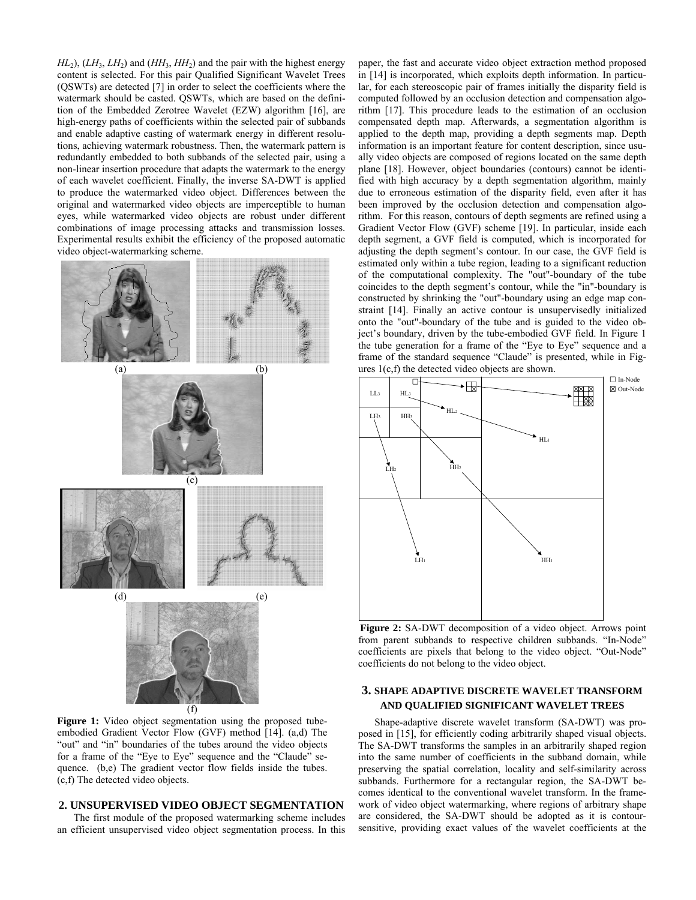$HL_2$), ($LH_3$, $LH_2$) and ($HH_3$, $HH_2$) and the pair with the highest energy content is selected. For this pair Qualified Significant Wavelet Trees (QSWTs) are detected [7] in order to select the coefficients where the watermark should be casted. QSWTs, which are based on the definition of the Embedded Zerotree Wavelet (EZW) algorithm [16], are high-energy paths of coefficients within the selected pair of subbands and enable adaptive casting of watermark energy in different resolutions, achieving watermark robustness. Then, the watermark pattern is redundantly embedded to both subbands of the selected pair, using a non-linear insertion procedure that adapts the watermark to the energy of each wavelet coefficient. Finally, the inverse SA-DWT is applied to produce the watermarked video object. Differences between the original and watermarked video objects are imperceptible to human eyes, while watermarked video objects are robust under different combinations of image processing attacks and transmission losses. Experimental results exhibit the efficiency of the proposed automatic video object-watermarking scheme.

**Figure 1:** Video object segmentation using the proposed tube-embodied Gradient Vector Flow (GVF) method [14]. (a,d) The "out" and "in" boundaries of the tubes around the video objects for a frame of the "Eye to Eye" sequence and the "Claude" sequence. (b,e) The gradient vector flow fields inside the tubes. (c,f) The detected video objects.

## 2. UNSUPERVISED VIDEO OBJECT SEGMENTATION

The first module of the proposed watermarking scheme includes an efficient unsupervised video object segmentation process. In this paper, the fast and accurate video object extraction method proposed in [14] is incorporated, which exploits depth information. In particular, for each stereoscopic pair of frames initially the disparity field is computed followed by an occlusion detection and compensation algorithm [17]. This procedure leads to the estimation of an occlusion compensated depth map. Afterwards, a segmentation algorithm is applied to the depth map, providing a depth segments map. Depth information is an important feature for content description, since usually video objects are composed of regions located on the same depth plane [18]. However, object boundaries (contours) cannot be identified with high accuracy by a depth segmentation algorithm, mainly due to erroneous estimation of the disparity field, even after it has been improved by the occlusion detection and compensation algorithm. For this reason, contours of depth segments are refined using a Gradient Vector Flow (GVF) scheme [19]. In particular, inside each depth segment, a GVF field is computed, which is incorporated for adjusting the depth segment's contour. In our case, the GVF field is estimated only within a tube region, leading to a significant reduction of the computational complexity. The "out"-boundary of the tube coincides to the depth segment's contour, while the "in"-boundary is constructed by shrinking the "out"-boundary using an edge map constraint [14]. Finally an active contour is unsupervisedly initialized onto the "out"-boundary of the tube and is guided to the video object's boundary, driven by the tube-embodied GVF field. In Figure 1 the tube generation for a frame of the "Eye to Eye" sequence and a frame of the standard sequence "Claude" is presented, while in Figures 1(c,f) the detected video objects are shown.

**Figure 2:** SA-DWT decomposition of a video object. Arrows point from parent subbands to respective children subbands. "In-Node" coefficients are pixels that belong to the video object. "Out-Node" coefficients do not belong to the video object.

## 3. SHAPE ADAPTIVE DISCRETE WAVELET TRANSFORM AND QUALIFIED SIGNIFICANT WAVELET TREES

Shape-adaptive discrete wavelet transform (SA-DWT) was proposed in [15], for efficiently coding arbitrarily shaped visual objects. The SA-DWT transforms the samples in an arbitrarily shaped region into the same number of coefficients in the subband domain, while preserving the spatial correlation, locality and self-similarity across subbands. Furthermore for a rectangular region, the SA-DWT becomes identical to the conventional wavelet transform. In the framework of video object watermarking, where regions of arbitrary shape are considered, the SA-DWT should be adopted as it is contour-sensitive, providing exact values of the wavelet coefficients at the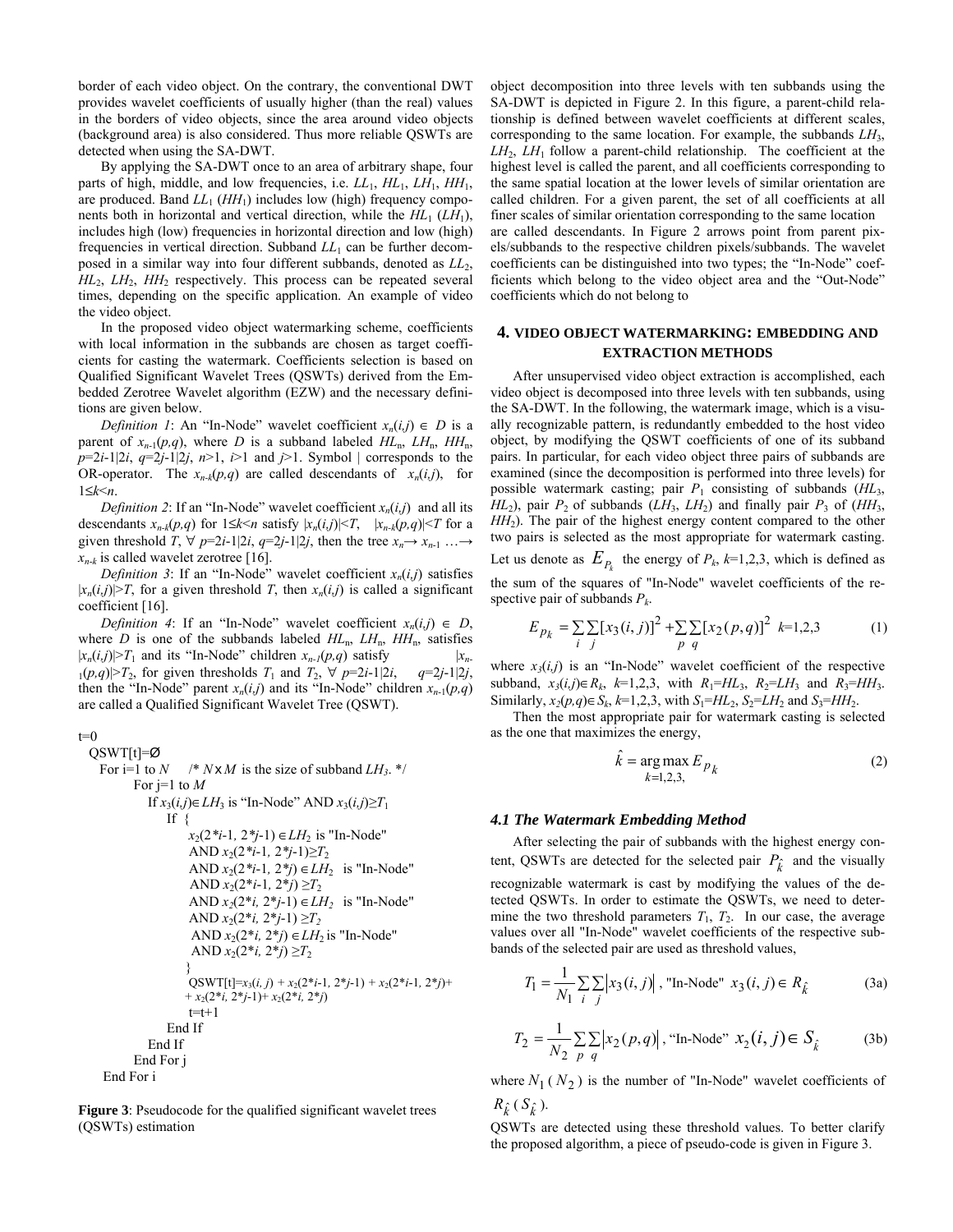border of each video object. On the contrary, the conventional DWT provides wavelet coefficients of usually higher (than the real) values in the borders of video objects, since the area around video objects (background area) is also considered. Thus more reliable QSWTs are detected when using the SA-DWT.

By applying the SA-DWT once to an area of arbitrary shape, four parts of high, middle, and low frequencies, i.e. $LL_1$, $HL_1$, $LH_1$, $HH_1$, are produced. Band $LL_1$ ($HH_1$) includes low (high) frequency components both in horizontal and vertical direction, while the $HL_1$ ($LH_1$), includes high (low) frequencies in horizontal direction and low (high) frequencies in vertical direction. Subband $LL_1$ can be further decomposed in a similar way into four different subbands, denoted as $LL_2$, $HL_2$, $LH_2$, $HH_2$ respectively. This process can be repeated several times, depending on the specific application. An example of video the video object.

In the proposed video object watermarking scheme, coefficients with local information in the subbands are chosen as target coefficients for casting the watermark. Coefficients selection is based on Qualified Significant Wavelet Trees (QSWTs) derived from the Embedded Zerotree Wavelet algorithm (EZW) and the necessary definitions are given below.

*Definition 1*: An "In-Node" wavelet coefficient $x_n(i,j) \in D$ is a parent of $x_{n-1}(p,q)$, where $D$ is a subband labeled $HL_n$, $LH_n$, $HH_n$, $p=2i-1|2i$, $q=2j-1|2j$, $n>1$, $i>1$ and $j>1$. Symbol | corresponds to the OR-operator. The $x_{n-k}(p,q)$ are called descendants of $x_n(i,j)$, for $1 \le k < n$.

*Definition 2*: If an "In-Node" wavelet coefficient $x_n(i,j)$ and all its descendants $x_{n-k}(p,q)$ for $1 \le k < n$ satisfy $|x_n(i,j)|<T$, $|x_{n-k}(p,q)|<T$ for a given threshold $T$, $\forall$ $p=2i-1|2i$, $q=2j-1|2j$, then the tree $x_n \rightarrow x_{n-1} \ldots \rightarrow x_{n-k}$ is called wavelet zerotree [16].

*Definition 3*: If an "In-Node" wavelet coefficient $x_n(i,j)$ satisfies $|x_n(i,j)|>T$, for a given threshold $T$, then $x_n(i,j)$ is called a significant coefficient [16].

*Definition 4*: If an "In-Node" wavelet coefficient $x_n(i,j) \in D$, where $D$ is one of the subbands labeled $HL_n$, $LH_n$, $HH_n$, satisfies $|x_n(i,j)|>T_1$ and its "In-Node" children $x_{n-1}(p,q)$ satisfy $|x_{n-1}(p,q)|>T_2$, for given thresholds $T_1$ and $T_2$, $\forall$ $p=2i-1|2i$, $q=2j-1|2j$, then the "In-Node" parent $x_n(i,j)$ and its "In-Node" children $x_{n-1}(p,q)$ are called a Qualified Significant Wavelet Tree (QSWT).

```
t=0
QSWT[t]=Ø
  For i=1 to N    /* N x M is the size of subband LH3. */
      For j=1 to M
          If x3(i,j)∈LH3 is "In-Node" AND x3(i,j)≥T1
              If {
                  x2(2*i-1, 2*j-1) ∈LH2 is "In-Node"
                  AND x2(2*i-1, 2*j-1)≥T2
                  AND x2(2*i-1, 2*j) ∈LH2 is "In-Node"
                  AND x2(2*i-1, 2*j) ≥T2
                  AND x2(2*i, 2*j-1) ∈LH2 is "In-Node"
                  AND x2(2*i, 2*j-1) ≥T2
                  AND x2(2*i, 2*j) ∈LH2 is "In-Node"
                  AND x2(2*i, 2*j) ≥T2
              }
              QSWT[t]=x3(i, j) + x2(2*i-1, 2*j-1) + x2(2*i-1, 2*j)+
              + x2(2*i, 2*j-1)+ x2(2*i, 2*j)
              t=t+1
          End If
      End If
  End For j
End For i
```

**Figure 3**: Pseudocode for the qualified significant wavelet trees (QSWTs) estimation

object decomposition into three levels with ten subbands using the SA-DWT is depicted in Figure 2. In this figure, a parent-child relationship is defined between wavelet coefficients at different scales, corresponding to the same location. For example, the subbands $LH_3$, $LH_2$, $LH_1$ follow a parent-child relationship. The coefficient at the highest level is called the parent, and all coefficients corresponding to the same spatial location at the lower levels of similar orientation are called children. For a given parent, the set of all coefficients at all finer scales of similar orientation corresponding to the same location are called descendants. In Figure 2 arrows point from parent pixels/subbands to the respective children pixels/subbands. The wavelet coefficients can be distinguished into two types; the "In-Node" coefficients which belong to the video object area and the "Out-Node" coefficients which do not belong to

## 4. VIDEO OBJECT WATERMARKING: EMBEDDING AND EXTRACTION METHODS

After unsupervised video object extraction is accomplished, each video object is decomposed into three levels with ten subbands, using the SA-DWT. In the following, the watermark image, which is a visually recognizable pattern, is redundantly embedded to the host video object, by modifying the QSWT coefficients of one of its subband pairs. In particular, for each video object three pairs of subbands are examined (since the decomposition is performed into three levels) for possible watermark casting; pair $P_1$ consisting of subbands ($HL_3$, $HL_2$), pair $P_2$ of subbands ($LH_3$, $LH_2$) and finally pair $P_3$ of ($HH_3$, $HH_2$). The pair of the highest energy content compared to the other two pairs is selected as the most appropriate for watermark casting. Let us denote as $E_{P_k}$ the energy of $P_k$, $k$=1,2,3, which is defined as the sum of the squares of "In-Node" wavelet coefficients of the respective pair of subbands $P_k$.

$$E_{p_k} = \sum_i \sum_j [x_3(i,j)]^2 + \sum_p \sum_q [x_2(p,q)]^2 \quad k=1,2,3 \tag{1}$$

where $x_3(i,j)$ is an "In-Node" wavelet coefficient of the respective subband, $x_3(i,j) \in R_k$, $k$=1,2,3, with $R_1=HL_3$, $R_2=LH_3$ and $R_3=HH_3$. Similarly, $x_2(p,q) \in S_k$, $k$=1,2,3, with $S_1=HL_2$, $S_2=LH_2$ and $S_3=HH_2$.

Then the most appropriate pair for watermark casting is selected as the one that maximizes the energy,

$$\hat{k} = \underset{k=1,2,3,}{\arg\max}\, E_{p_k} \tag{2}$$

### 4.1 The Watermark Embedding Method

After selecting the pair of subbands with the highest energy content, QSWTs are detected for the selected pair $P_{\hat{k}}$ and the visually recognizable watermark is cast by modifying the values of the detected QSWTs. In order to estimate the QSWTs, we need to determine the two threshold parameters $T_1$, $T_2$. In our case, the average values over all "In-Node" wavelet coefficients of the respective subbands of the selected pair are used as threshold values,

$$T_1 = \frac{1}{N_1} \sum_i \sum_j |x_3(i,j)| \text{, "In-Node" } x_3(i,j) \in R_{\hat{k}} \tag{3a}$$

$$T_2 = \frac{1}{N_2} \sum_p \sum_q |x_2(p,q)| \text{, "In-Node" } x_2(i,j) \in S_{\hat{k}} \tag{3b}$$

where $N_1$ ($N_2$) is the number of "In-Node" wavelet coefficients of $R_{\hat{k}}$ ($S_{\hat{k}}$).

QSWTs are detected using these threshold values. To better clarify the proposed algorithm, a piece of pseudo-code is given in Figure 3.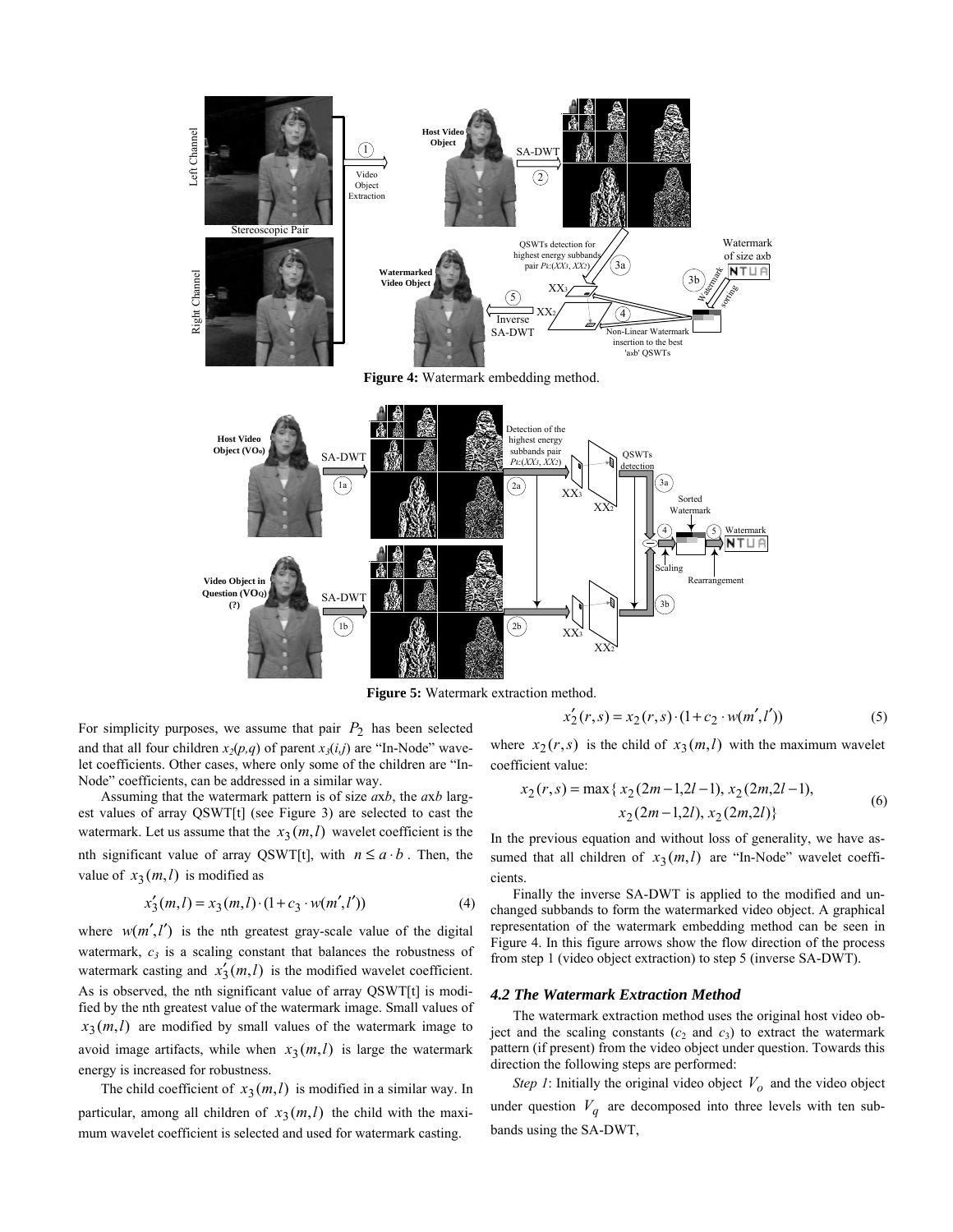**Figure 4:** Watermark embedding method.

**Figure 5:** Watermark extraction method.

For simplicity purposes, we assume that pair $P_2$ has been selected and that all four children $x_2(p,q)$ of parent $x_3(i,j)$ are "In-Node" wavelet coefficients. Other cases, where only some of the children are "In-Node" coefficients, can be addressed in a similar way.

Assuming that the watermark pattern is of size $a$x$b$, the $a$x$b$ largest values of array QSWT[t] (see Figure 3) are selected to cast the watermark. Let us assume that the $x_3(m,l)$ wavelet coefficient is the nth significant value of array QSWT[t], with $n \le a \cdot b$. Then, the value of $x_3(m,l)$ is modified as

$$x_3'(m,l) = x_3(m,l) \cdot (1 + c_3 \cdot w(m',l')) \tag{4}$$

where $w(m',l')$ is the nth greatest gray-scale value of the digital watermark, $c_3$ is a scaling constant that balances the robustness of watermark casting and $x_3'(m,l)$ is the modified wavelet coefficient. As is observed, the nth significant value of array QSWT[t] is modified by the nth greatest value of the watermark image. Small values of $x_3(m,l)$ are modified by small values of the watermark image to avoid image artifacts, while when $x_3(m,l)$ is large the watermark energy is increased for robustness.

The child coefficient of $x_3(m,l)$ is modified in a similar way. In particular, among all children of $x_3(m,l)$ the child with the maximum wavelet coefficient is selected and used for watermark casting.

$$x_2'(r,s) = x_2(r,s) \cdot (1 + c_2 \cdot w(m',l')) \tag{5}$$

where $x_2(r,s)$ is the child of $x_3(m,l)$ with the maximum wavelet coefficient value:

$$\begin{aligned} x_2(r,s) = \max\{ & x_2(2m-1,2l-1),\, x_2(2m,2l-1), \\ & x_2(2m-1,2l),\, x_2(2m,2l)\} \end{aligned} \tag{6}$$

In the previous equation and without loss of generality, we have assumed that all children of $x_3(m,l)$ are "In-Node" wavelet coefficients.

Finally the inverse SA-DWT is applied to the modified and unchanged subbands to form the watermarked video object. A graphical representation of the watermark embedding method can be seen in Figure 4. In this figure arrows show the flow direction of the process from step 1 (video object extraction) to step 5 (inverse SA-DWT).

### *4.2 The Watermark Extraction Method*

The watermark extraction method uses the original host video object and the scaling constants ($c_2$ and $c_3$) to extract the watermark pattern (if present) from the video object under question. Towards this direction the following steps are performed:

*Step 1*: Initially the original video object $V_o$ and the video object under question $V_q$ are decomposed into three levels with ten subbands using the SA-DWT,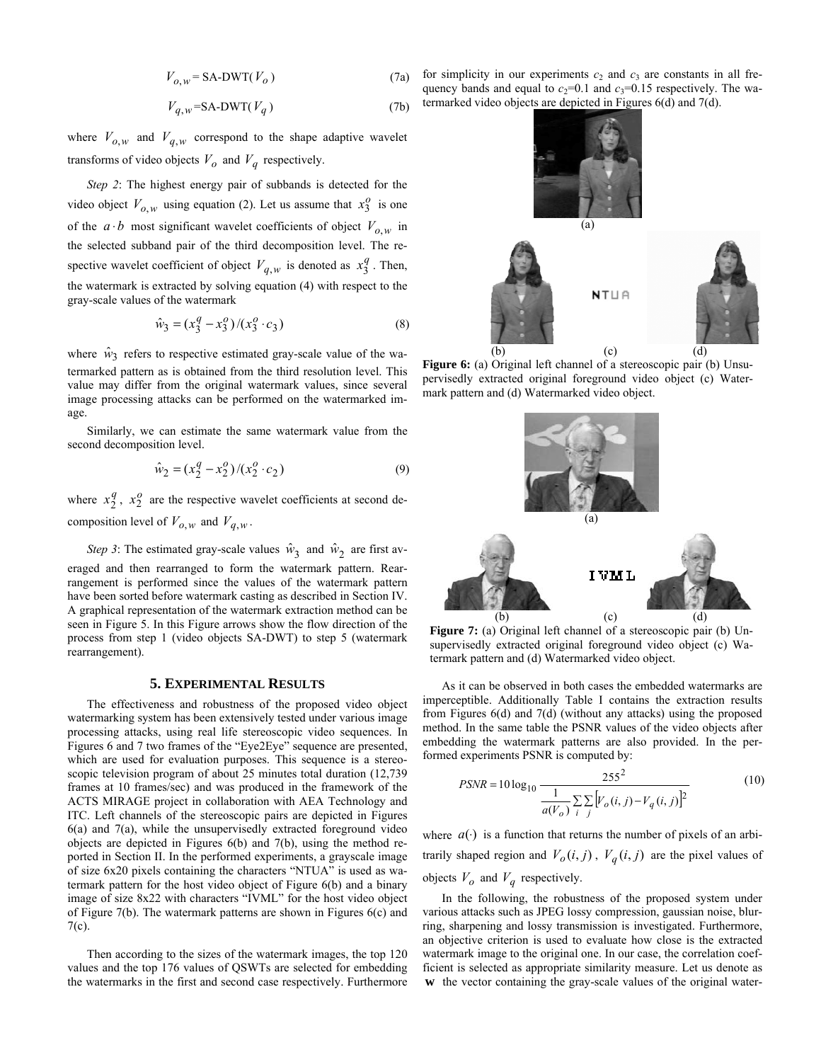$$V_{o,w} = \text{SA-DWT}(V_o) \tag{7a}$$

$$V_{q,w} = \text{SA-DWT}(V_q) \tag{7b}$$

where $V_{o,w}$ and $V_{q,w}$ correspond to the shape adaptive wavelet transforms of video objects $V_o$ and $V_q$ respectively.

*Step 2*: The highest energy pair of subbands is detected for the video object $V_{o,w}$ using equation (2). Let us assume that $x_3^o$ is one of the $a \cdot b$ most significant wavelet coefficients of object $V_{o,w}$ in the selected subband pair of the third decomposition level. The respective wavelet coefficient of object $V_{q,w}$ is denoted as $x_3^q$. Then, the watermark is extracted by solving equation (4) with respect to the gray-scale values of the watermark

$$\hat{w}_3 = (x_3^q - x_3^o)/(x_3^o \cdot c_3) \tag{8}$$

where $\hat{w}_3$ refers to respective estimated gray-scale value of the watermarked pattern as is obtained from the third resolution level. This value may differ from the original watermark values, since several image processing attacks can be performed on the watermarked image.

Similarly, we can estimate the same watermark value from the second decomposition level.

$$\hat{w}_2 = (x_2^q - x_2^o)/(x_2^o \cdot c_2) \tag{9}$$

where $x_2^q$, $x_2^o$ are the respective wavelet coefficients at second decomposition level of $V_{o,w}$ and $V_{q,w}$.

*Step 3*: The estimated gray-scale values $\hat{w}_3$ and $\hat{w}_2$ are first averaged and then rearranged to form the watermark pattern. Rearrangement is performed since the values of the watermark pattern have been sorted before watermark casting as described in Section IV. A graphical representation of the watermark extraction method can be seen in Figure 5. In this Figure arrows show the flow direction of the process from step 1 (video objects SA-DWT) to step 5 (watermark rearrangement).

## 5. Experimental Results

The effectiveness and robustness of the proposed video object watermarking system has been extensively tested under various image processing attacks, using real life stereoscopic video sequences. In Figures 6 and 7 two frames of the "Eye2Eye" sequence are presented, which are used for evaluation purposes. This sequence is a stereoscopic television program of about 25 minutes total duration (12,739 frames at 10 frames/sec) and was produced in the framework of the ACTS MIRAGE project in collaboration with AEA Technology and ITC. Left channels of the stereoscopic pairs are depicted in Figures 6(a) and 7(a), while the unsupervisedly extracted foreground video objects are depicted in Figures 6(b) and 7(b), using the method reported in Section II. In the performed experiments, a grayscale image of size 6x20 pixels containing the characters "NTUA" is used as watermark pattern for the host video object of Figure 6(b) and a binary image of size 8x22 with characters "IVML" for the host video object of Figure 7(b). The watermark patterns are shown in Figures 6(c) and 7(c).

Then according to the sizes of the watermark images, the top 120 values and the top 176 values of QSWTs are selected for embedding the watermarks in the first and second case respectively. Furthermore for simplicity in our experiments $c_2$ and $c_3$ are constants in all frequency bands and equal to $c_2$=0.1 and $c_3$=0.15 respectively. The watermarked video objects are depicted in Figures 6(d) and 7(d).

**Figure 6:** (a) Original left channel of a stereoscopic pair (b) Unsupervisedly extracted original foreground video object (c) Watermark pattern and (d) Watermarked video object.

**Figure 7:** (a) Original left channel of a stereoscopic pair (b) Unsupervisedly extracted original foreground video object (c) Watermark pattern and (d) Watermarked video object.

As it can be observed in both cases the embedded watermarks are imperceptible. Additionally Table I contains the extraction results from Figures 6(d) and 7(d) (without any attacks) using the proposed method. In the same table the PSNR values of the video objects after embedding the watermark patterns are also provided. In the performed experiments PSNR is computed by:

$$PSNR = 10\log_{10} \frac{255^2}{\frac{1}{a(V_o)} \sum_i \sum_j \left[V_o(i,j) - V_q(i,j)\right]^2} \tag{10}$$

where $a(\cdot)$ is a function that returns the number of pixels of an arbitrarily shaped region and $V_o(i,j)$, $V_q(i,j)$ are the pixel values of objects $V_o$ and $V_q$ respectively.

In the following, the robustness of the proposed system under various attacks such as JPEG lossy compression, gaussian noise, blurring, sharpening and lossy transmission is investigated. Furthermore, an objective criterion is used to evaluate how close is the extracted watermark image to the original one. In our case, the correlation coefficient is selected as appropriate similarity measure. Let us denote as $\mathbf{w}$ the vector containing the gray-scale values of the original water-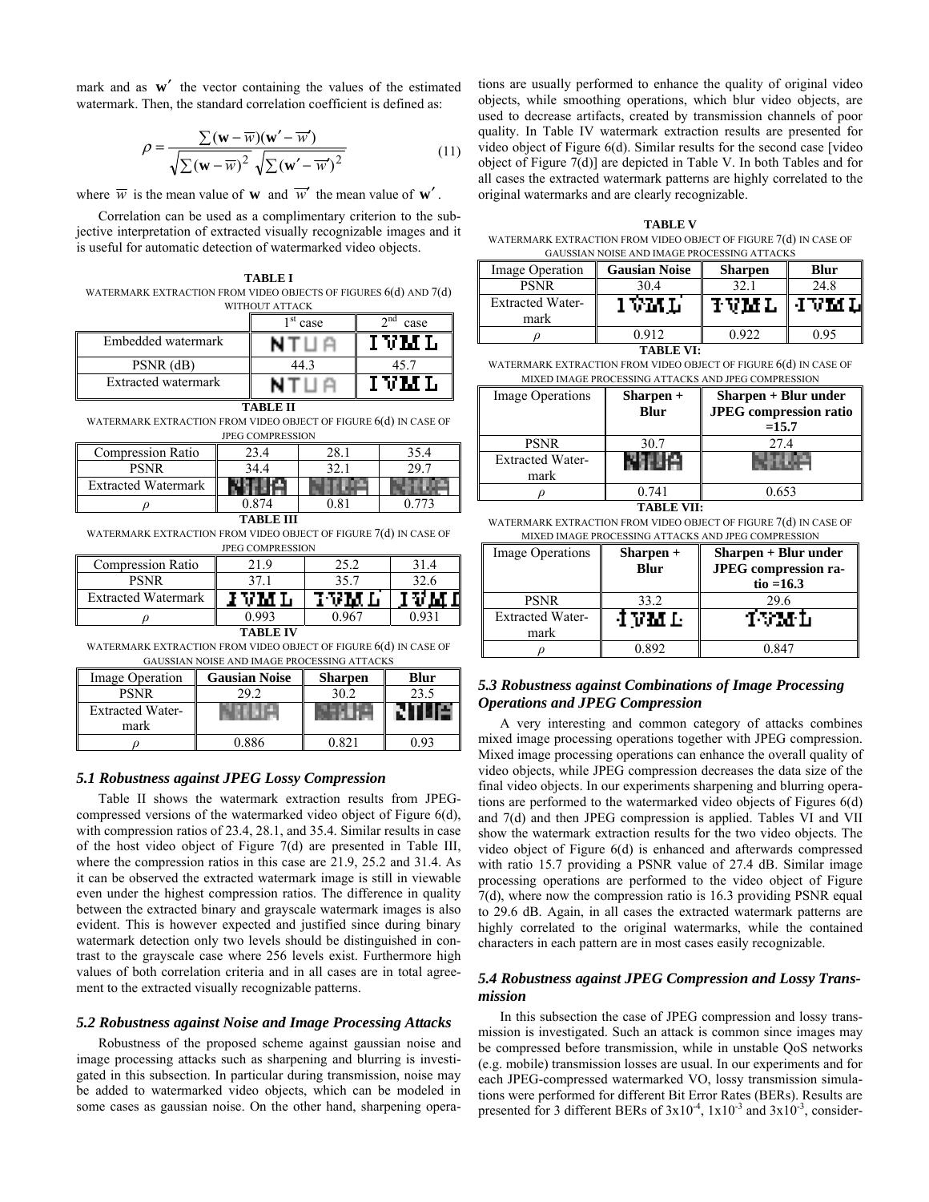mark and as $\mathbf{w}'$ the vector containing the values of the estimated watermark. Then, the standard correlation coefficient is defined as:

$$\rho = \frac{\sum(\mathbf{w} - \overline{w})(\mathbf{w}' - \overline{w}')}{\sqrt{\sum(\mathbf{w} - \overline{w})^2}\sqrt{\sum(\mathbf{w}' - \overline{w}')^2}} \quad (11)$$

where $\overline{w}$ is the mean value of $\mathbf{w}$ and $\overline{w}'$ the mean value of $\mathbf{w}'$.

Correlation can be used as a complimentary criterion to the subjective interpretation of extracted visually recognizable images and it is useful for automatic detection of watermarked video objects.

**TABLE I**
WATERMARK EXTRACTION FROM VIDEO OBJECTS OF FIGURES 6(d) AND 7(d) WITHOUT ATTACK

| | 1[st] case | 2[nd] case |
|---|---|---|
| Embedded watermark | NTUA | IVML |
| PSNR (dB) | 44.3 | 45.7 |
| Extracted watermark | NTUA | IVML |

**TABLE II**
WATERMARK EXTRACTION FROM VIDEO OBJECT OF FIGURE 6(d) IN CASE OF JPEG COMPRESSION

| Compression Ratio | 23.4 | 28.1 | 35.4 |
|---|---|---|---|
| PSNR | 34.4 | 32.1 | 29.7 |
| Extracted Watermark | NTUA | NTUA | NTUA |
| $\rho$ | 0.874 | 0.81 | 0.773 |

**TABLE III**
WATERMARK EXTRACTION FROM VIDEO OBJECT OF FIGURE 7(d) IN CASE OF JPEG COMPRESSION

| Compression Ratio | 21.9 | 25.2 | 31.4 |
|---|---|---|---|
| PSNR | 37.1 | 35.7 | 32.6 |
| Extracted Watermark | IVML | IVML | IVML |
| $\rho$ | 0.993 | 0.967 | 0.931 |

**TABLE IV**
WATERMARK EXTRACTION FROM VIDEO OBJECT OF FIGURE 6(d) IN CASE OF GAUSSIAN NOISE AND IMAGE PROCESSING ATTACKS

| Image Operation | Gausian Noise | Sharpen | Blur |
|---|---|---|---|
| PSNR | 29.2 | 30.2 | 23.5 |
| Extracted Watermark | NTUA | NTUA | NTUA |
| $\rho$ | 0.886 | 0.821 | 0.93 |

### *5.1 Robustness against JPEG Lossy Compression*

Table II shows the watermark extraction results from JPEG-compressed versions of the watermarked video object of Figure 6(d), with compression ratios of 23.4, 28.1, and 35.4. Similar results in case of the host video object of Figure 7(d) are presented in Table III, where the compression ratios in this case are 21.9, 25.2 and 31.4. As it can be observed the extracted watermark image is still in viewable even under the highest compression ratios. The difference in quality between the extracted binary and grayscale watermark images is also evident. This is however expected and justified since during binary watermark detection only two levels should be distinguished in contrast to the grayscale case where 256 levels exist. Furthermore high values of both correlation criteria and in all cases are in total agreement to the extracted visually recognizable patterns.

### *5.2 Robustness against Noise and Image Processing Attacks*

Robustness of the proposed scheme against gaussian noise and image processing attacks such as sharpening and blurring is investigated in this subsection. In particular during transmission, noise may be added to watermarked video objects, which can be modeled in some cases as gaussian noise. On the other hand, sharpening operations are usually performed to enhance the quality of original video objects, while smoothing operations, which blur video objects, are used to decrease artifacts, created by transmission channels of poor quality. In Table IV watermark extraction results are presented for video object of Figure 6(d). Similar results for the second case [video object of Figure 7(d)] are depicted in Table V. In both Tables and for all cases the extracted watermark patterns are highly correlated to the original watermarks and are clearly recognizable.

**TABLE V**
WATERMARK EXTRACTION FROM VIDEO OBJECT OF FIGURE 7(d) IN CASE OF GAUSSIAN NOISE AND IMAGE PROCESSING ATTACKS

| Image Operation | Gausian Noise | Sharpen | Blur |
|---|---|---|---|
| PSNR | 30.4 | 32.1 | 24.8 |
| Extracted Watermark | IVML | IVML | IVML |
| $\rho$ | 0.912 | 0.922 | 0.95 |

**TABLE VI:**
WATERMARK EXTRACTION FROM VIDEO OBJECT OF FIGURE 6(d) IN CASE OF MIXED IMAGE PROCESSING ATTACKS AND JPEG COMPRESSION

| Image Operations | Sharpen + Blur | Sharpen + Blur under JPEG compression ratio =15.7 |
|---|---|---|
| PSNR | 30.7 | 27.4 |
| Extracted Watermark | NTUA | NTUA |
| $\rho$ | 0.741 | 0.653 |

**TABLE VII:**
WATERMARK EXTRACTION FROM VIDEO OBJECT OF FIGURE 7(d) IN CASE OF MIXED IMAGE PROCESSING ATTACKS AND JPEG COMPRESSION

| Image Operations | Sharpen + Blur | Sharpen + Blur under JPEG compression ratio =16.3 |
|---|---|---|
| PSNR | 33.2 | 29.6 |
| Extracted Watermark | IVML | IVML |
| $\rho$ | 0.892 | 0.847 |

### *5.3 Robustness against Combinations of Image Processing Operations and JPEG Compression*

A very interesting and common category of attacks combines mixed image processing operations together with JPEG compression. Mixed image processing operations can enhance the overall quality of video objects, while JPEG compression decreases the data size of the final video objects. In our experiments sharpening and blurring operations are performed to the watermarked video objects of Figures 6(d) and 7(d) and then JPEG compression is applied. Tables VI and VII show the watermark extraction results for the two video objects. The video object of Figure 6(d) is enhanced and afterwards compressed with ratio 15.7 providing a PSNR value of 27.4 dB. Similar image processing operations are performed to the video object of Figure 7(d), where now the compression ratio is 16.3 providing PSNR equal to 29.6 dB. Again, in all cases the extracted watermark patterns are highly correlated to the original watermarks, while the contained characters in each pattern are in most cases easily recognizable.

### *5.4 Robustness against JPEG Compression and Lossy Transmission*

In this subsection the case of JPEG compression and lossy transmission is investigated. Such an attack is common since images may be compressed before transmission, while in unstable QoS networks (e.g. mobile) transmission losses are usual. In our experiments and for each JPEG-compressed watermarked VO, lossy transmission simulations were performed for different Bit Error Rates (BERs). Results are presented for 3 different BERs of $3x10^{-4}$, $1x10^{-3}$ and $3x10^{-3}$, consider-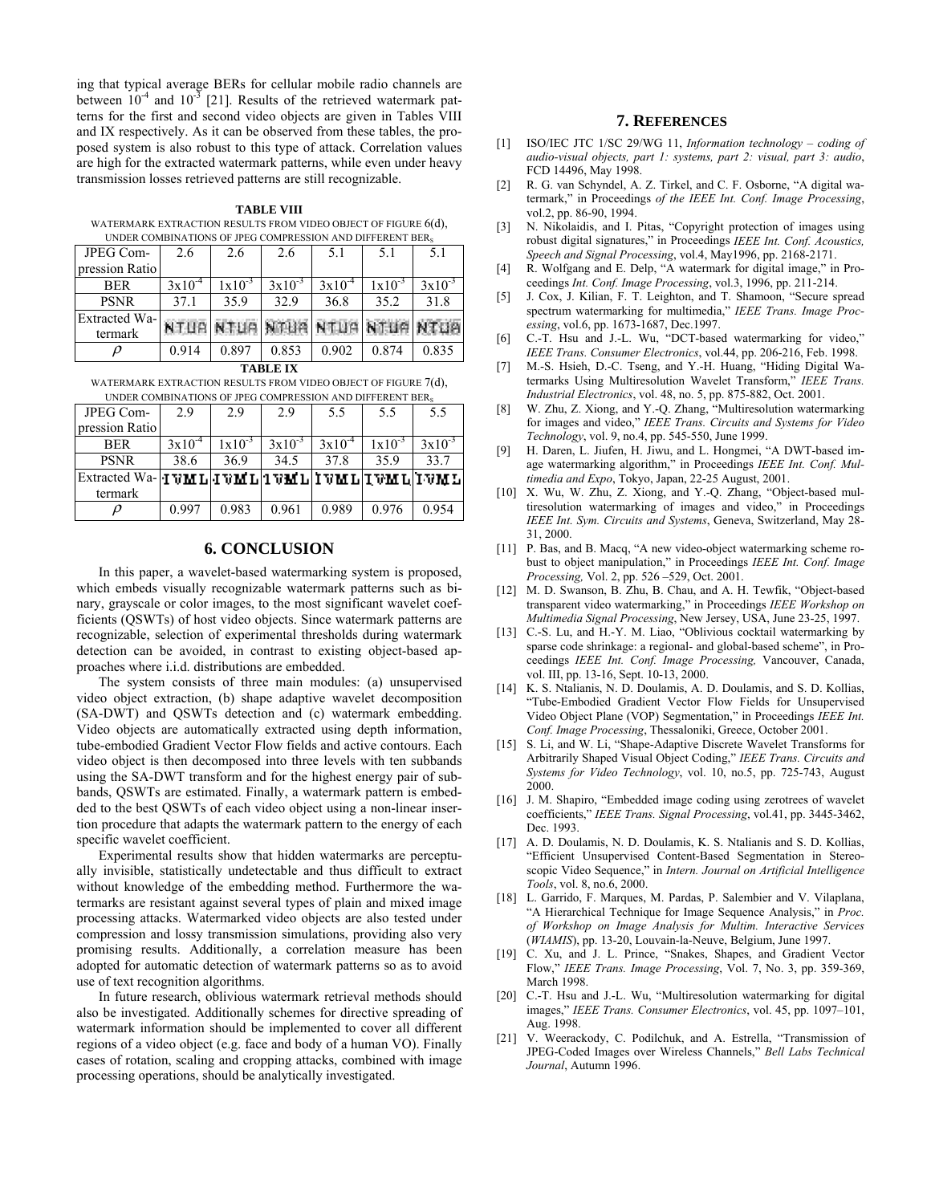ing that typical average BERs for cellular mobile radio channels are between $10^{-4}$ and $10^{-3}$ [21]. Results of the retrieved watermark patterns for the first and second video objects are given in Tables VIII and IX respectively. As it can be observed from these tables, the proposed system is also robust to this type of attack. Correlation values are high for the extracted watermark patterns, while even under heavy transmission losses retrieved patterns are still recognizable.

**TABLE VIII**

WATERMARK EXTRACTION RESULTS FROM VIDEO OBJECT OF FIGURE 6(d), UNDER COMBINATIONS OF JPEG COMPRESSION AND DIFFERENT $BER_S$

| JPEG Compression Ratio | 2.6 | 2.6 | 2.6 | 5.1 | 5.1 | 5.1 |
|---|---|---|---|---|---|---|
| BER | $3x10^{-4}$ | $1x10^{-3}$ | $3x10^{-3}$ | $3x10^{-4}$ | $1x10^{-3}$ | $3x10^{-3}$ |
| PSNR | 37.1 | 35.9 | 32.9 | 36.8 | 35.2 | 31.8 |
| Extracted Watermark | NTUA | NTUA | NTUA | NTUA | NTUA | NTUA |
| $\rho$ | 0.914 | 0.897 | 0.853 | 0.902 | 0.874 | 0.835 |

**TABLE IX**

WATERMARK EXTRACTION RESULTS FROM VIDEO OBJECT OF FIGURE 7(d), UNDER COMBINATIONS OF JPEG COMPRESSION AND DIFFERENT $BER_S$

| JPEG Compression Ratio | 2.9 | 2.9 | 2.9 | 5.5 | 5.5 | 5.5 |
|---|---|---|---|---|---|---|
| BER | $3x10^{-4}$ | $1x10^{-3}$ | $3x10^{-3}$ | $3x10^{-4}$ | $1x10^{-3}$ | $3x10^{-3}$ |
| PSNR | 38.6 | 36.9 | 34.5 | 37.8 | 35.9 | 33.7 |
| Extracted Watermark | IVML | IVML | IVML | IVML | IVML | IVML |
| $\rho$ | 0.997 | 0.983 | 0.961 | 0.989 | 0.976 | 0.954 |

## 6. CONCLUSION

In this paper, a wavelet-based watermarking system is proposed, which embeds visually recognizable watermark patterns such as binary, grayscale or color images, to the most significant wavelet coefficients (QSWTs) of host video objects. Since watermark patterns are recognizable, selection of experimental thresholds during watermark detection can be avoided, in contrast to existing object-based approaches where i.i.d. distributions are embedded.

The system consists of three main modules: (a) unsupervised video object extraction, (b) shape adaptive wavelet decomposition (SA-DWT) and QSWTs detection and (c) watermark embedding. Video objects are automatically extracted using depth information, tube-embodied Gradient Vector Flow fields and active contours. Each video object is then decomposed into three levels with ten subbands using the SA-DWT transform and for the highest energy pair of subbands, QSWTs are estimated. Finally, a watermark pattern is embedded to the best QSWTs of each video object using a non-linear insertion procedure that adapts the watermark pattern to the energy of each specific wavelet coefficient.

Experimental results show that hidden watermarks are perceptually invisible, statistically undetectable and thus difficult to extract without knowledge of the embedding method. Furthermore the watermarks are resistant against several types of plain and mixed image processing attacks. Watermarked video objects are also tested under compression and lossy transmission simulations, providing also very promising results. Additionally, a correlation measure has been adopted for automatic detection of watermark patterns so as to avoid use of text recognition algorithms.

In future research, oblivious watermark retrieval methods should also be investigated. Additionally schemes for directive spreading of watermark information should be implemented to cover all different regions of a video object (e.g. face and body of a human VO). Finally cases of rotation, scaling and cropping attacks, combined with image processing operations, should be analytically investigated.

## 7. REFERENCES

[1] ISO/IEC JTC 1/SC 29/WG 11, *Information technology – coding of audio-visual objects, part 1: systems, part 2: visual, part 3: audio*, FCD 14496, May 1998.

[2] R. G. van Schyndel, A. Z. Tirkel, and C. F. Osborne, "A digital watermark," in Proceedings *of the IEEE Int. Conf. Image Processing*, vol.2, pp. 86-90, 1994.

[3] N. Nikolaidis, and I. Pitas, "Copyright protection of images using robust digital signatures," in Proceedings *IEEE Int. Conf. Acoustics, Speech and Signal Processing*, vol.4, May1996, pp. 2168-2171.

[4] R. Wolfgang and E. Delp, "A watermark for digital image," in Proceedings *Int. Conf. Image Processing*, vol.3, 1996, pp. 211-214.

[5] J. Cox, J. Kilian, F. T. Leighton, and T. Shamoon, "Secure spread spectrum watermarking for multimedia," *IEEE Trans. Image Processing*, vol.6, pp. 1673-1687, Dec.1997.

[6] C.-T. Hsu and J.-L. Wu, "DCT-based watermarking for video," *IEEE Trans. Consumer Electronics*, vol.44, pp. 206-216, Feb. 1998.

[7] M.-S. Hsieh, D.-C. Tseng, and Y.-H. Huang, "Hiding Digital Watermarks Using Multiresolution Wavelet Transform," *IEEE Trans. Industrial Electronics*, vol. 48, no. 5, pp. 875-882, Oct. 2001.

[8] W. Zhu, Z. Xiong, and Y.-Q. Zhang, "Multiresolution watermarking for images and video," *IEEE Trans. Circuits and Systems for Video Technology*, vol. 9, no.4, pp. 545-550, June 1999.

[9] H. Daren, L. Jiufen, H. Jiwu, and L. Hongmei, "A DWT-based image watermarking algorithm," in Proceedings *IEEE Int. Conf. Multimedia and Expo*, Tokyo, Japan, 22-25 August, 2001.

[10] X. Wu, W. Zhu, Z. Xiong, and Y.-Q. Zhang, "Object-based multiresolution watermarking of images and video," in Proceedings *IEEE Int. Sym. Circuits and Systems*, Geneva, Switzerland, May 28-31, 2000.

[11] P. Bas, and B. Macq, "A new video-object watermarking scheme robust to object manipulation," in Proceedings *IEEE Int. Conf. Image Processing,* Vol. 2, pp. 526 –529, Oct. 2001.

[12] M. D. Swanson, B. Zhu, B. Chau, and A. H. Tewfik, "Object-based transparent video watermarking," in Proceedings *IEEE Workshop on Multimedia Signal Processing*, New Jersey, USA, June 23-25, 1997.

[13] C.-S. Lu, and H.-Y. M. Liao, "Oblivious cocktail watermarking by sparse code shrinkage: a regional- and global-based scheme", in Proceedings *IEEE Int. Conf. Image Processing,* Vancouver, Canada, vol. III, pp. 13-16, Sept. 10-13, 2000.

[14] K. S. Ntalianis, N. D. Doulamis, A. D. Doulamis, and S. D. Kollias, "Tube-Embodied Gradient Vector Flow Fields for Unsupervised Video Object Plane (VOP) Segmentation," in Proceedings *IEEE Int. Conf. Image Processing*, Thessaloniki, Greece, October 2001.

[15] S. Li, and W. Li, "Shape-Adaptive Discrete Wavelet Transforms for Arbitrarily Shaped Visual Object Coding," *IEEE Trans. Circuits and Systems for Video Technology*, vol. 10, no.5, pp. 725-743, August 2000.

[16] J. M. Shapiro, "Embedded image coding using zerotrees of wavelet coefficients," *IEEE Trans. Signal Processing*, vol.41, pp. 3445-3462, Dec. 1993.

[17] A. D. Doulamis, N. D. Doulamis, K. S. Ntalianis and S. D. Kollias, "Efficient Unsupervised Content-Based Segmentation in Stereoscopic Video Sequence," in *Intern. Journal on Artificial Intelligence Tools*, vol. 8, no.6, 2000.

[18] L. Garrido, F. Marques, M. Pardas, P. Salembier and V. Vilaplana, "A Hierarchical Technique for Image Sequence Analysis," in *Proc. of Workshop on Image Analysis for Multim. Interactive Services* (*WIAMIS*), pp. 13-20, Louvain-la-Neuve, Belgium, June 1997.

[19] C. Xu, and J. L. Prince, "Snakes, Shapes, and Gradient Vector Flow," *IEEE Trans. Image Processing*, Vol. 7, No. 3, pp. 359-369, March 1998.

[20] C.-T. Hsu and J.-L. Wu, "Multiresolution watermarking for digital images," *IEEE Trans. Consumer Electronics*, vol. 45, pp. 1097–101, Aug. 1998.

[21] V. Weerackody, C. Podilchuk, and A. Estrella, "Transmission of JPEG-Coded Images over Wireless Channels," *Bell Labs Technical Journal*, Autumn 1996.